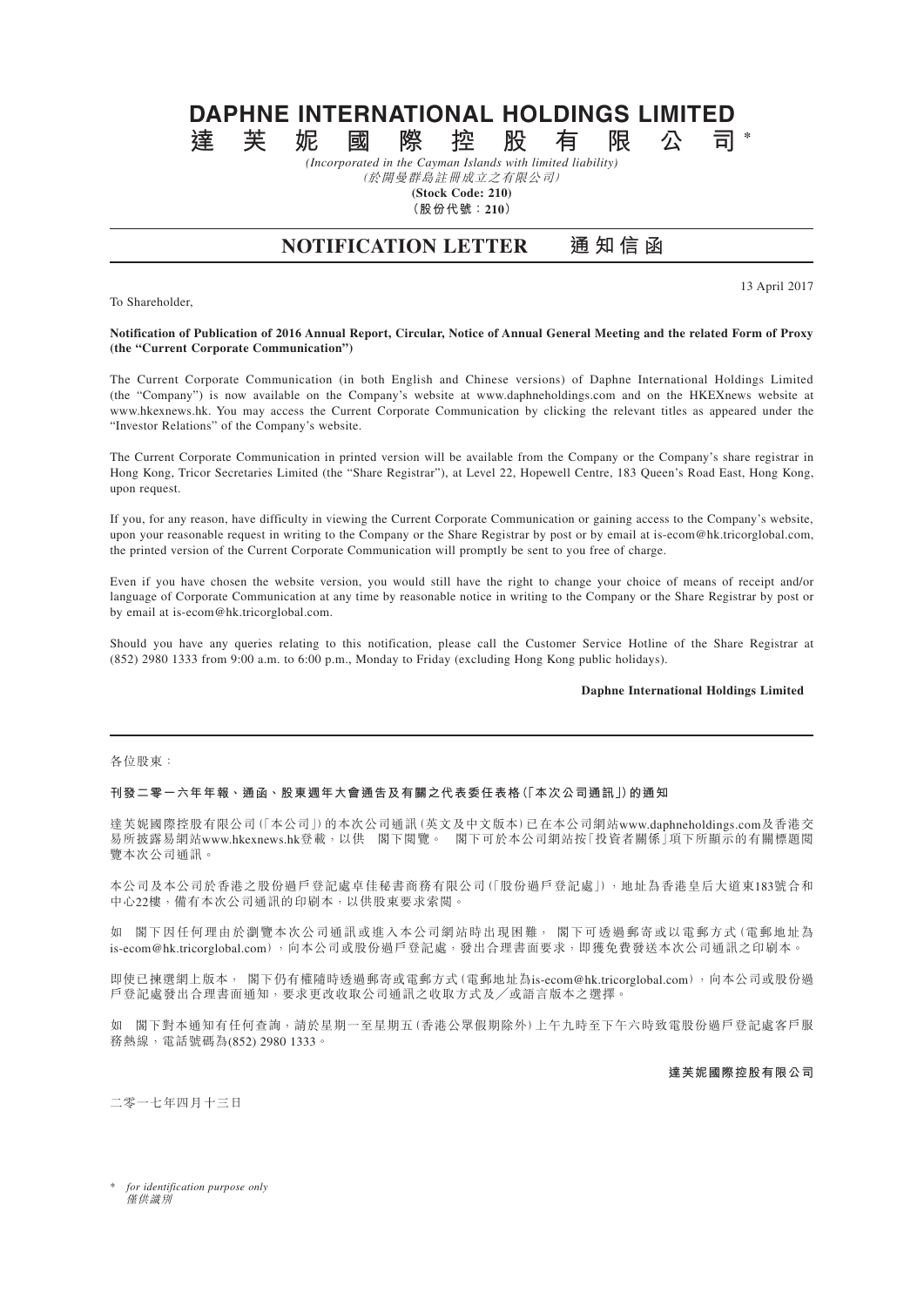# DAPHNE INTERNATIONAL HOLDINGS LIMITED

# 達 芙 妮 國 際 控 股 有 限 公 司*

*(Incorporated in the Cayman Islands with limited liability)*

*(於開曼群島註冊成立之有限公司)*

**(Stock Code: 210)**

**(股份代號：210)**

## NOTIFICATION LETTER 通知信函

13 April 2017

To Shareholder,

**Notification of Publication of 2016 Annual Report, Circular, Notice of Annual General Meeting and the related Form of Proxy (the "Current Corporate Communication")**

The Current Corporate Communication (in both English and Chinese versions) of Daphne International Holdings Limited (the "Company") is now available on the Company's website at www.daphneholdings.com and on the HKEXnews website at www.hkexnews.hk. You may access the Current Corporate Communication by clicking the relevant titles as appeared under the "Investor Relations" of the Company's website.

The Current Corporate Communication in printed version will be available from the Company or the Company's share registrar in Hong Kong, Tricor Secretaries Limited (the "Share Registrar"), at Level 22, Hopewell Centre, 183 Queen's Road East, Hong Kong, upon request.

If you, for any reason, have difficulty in viewing the Current Corporate Communication or gaining access to the Company's website, upon your reasonable request in writing to the Company or the Share Registrar by post or by email at is-ecom@hk.tricorglobal.com, the printed version of the Current Corporate Communication will promptly be sent to you free of charge.

Even if you have chosen the website version, you would still have the right to change your choice of means of receipt and/or language of Corporate Communication at any time by reasonable notice in writing to the Company or the Share Registrar by post or by email at is-ecom@hk.tricorglobal.com.

Should you have any queries relating to this notification, please call the Customer Service Hotline of the Share Registrar at (852) 2980 1333 from 9:00 a.m. to 6:00 p.m., Monday to Friday (excluding Hong Kong public holidays).

**Daphne International Holdings Limited**

---

各位股東：

**刊發二零一六年年報、通函、股東週年大會通告及有關之代表委任表格(「本次公司通訊」)的通知**

達芙妮國際控股有限公司(「本公司」)的本次公司通訊(英文及中文版本)已在本公司網站www.daphneholdings.com及香港交易所披露易網站www.hkexnews.hk登載，以供 閣下閱覽。 閣下可於本公司網站按「投資者關係」項下所顯示的有關標題閱覽本次公司通訊。

本公司及本公司於香港之股份過戶登記處卓佳秘書商務有限公司(「股份過戶登記處」)，地址為香港皇后大道東183號合和中心22樓，備有本次公司通訊的印刷本，以供股東要求索閱。

如 閣下因任何理由於瀏覽本次公司通訊或進入本公司網站時出現困難， 閣下可透過郵寄或以電郵方式(電郵地址為is-ecom@hk.tricorglobal.com)，向本公司或股份過戶登記處，發出合理書面要求，即獲免費發送本次公司通訊之印刷本。

即使已揀選網上版本， 閣下仍有權隨時透過郵寄或電郵方式(電郵地址為is-ecom@hk.tricorglobal.com)，向本公司或股份過戶登記處發出合理書面通知，要求更改收取公司通訊之收取方式及╱或語言版本之選擇。

如 閣下對本通知有任何查詢，請於星期一至星期五(香港公眾假期除外)上午九時至下午六時致電股份過戶登記處客戶服務熱線，電話號碼為(852) 2980 1333。

**達芙妮國際控股有限公司**

二零一七年四月十三日

\* *for identification purpose only*
*僅供識別*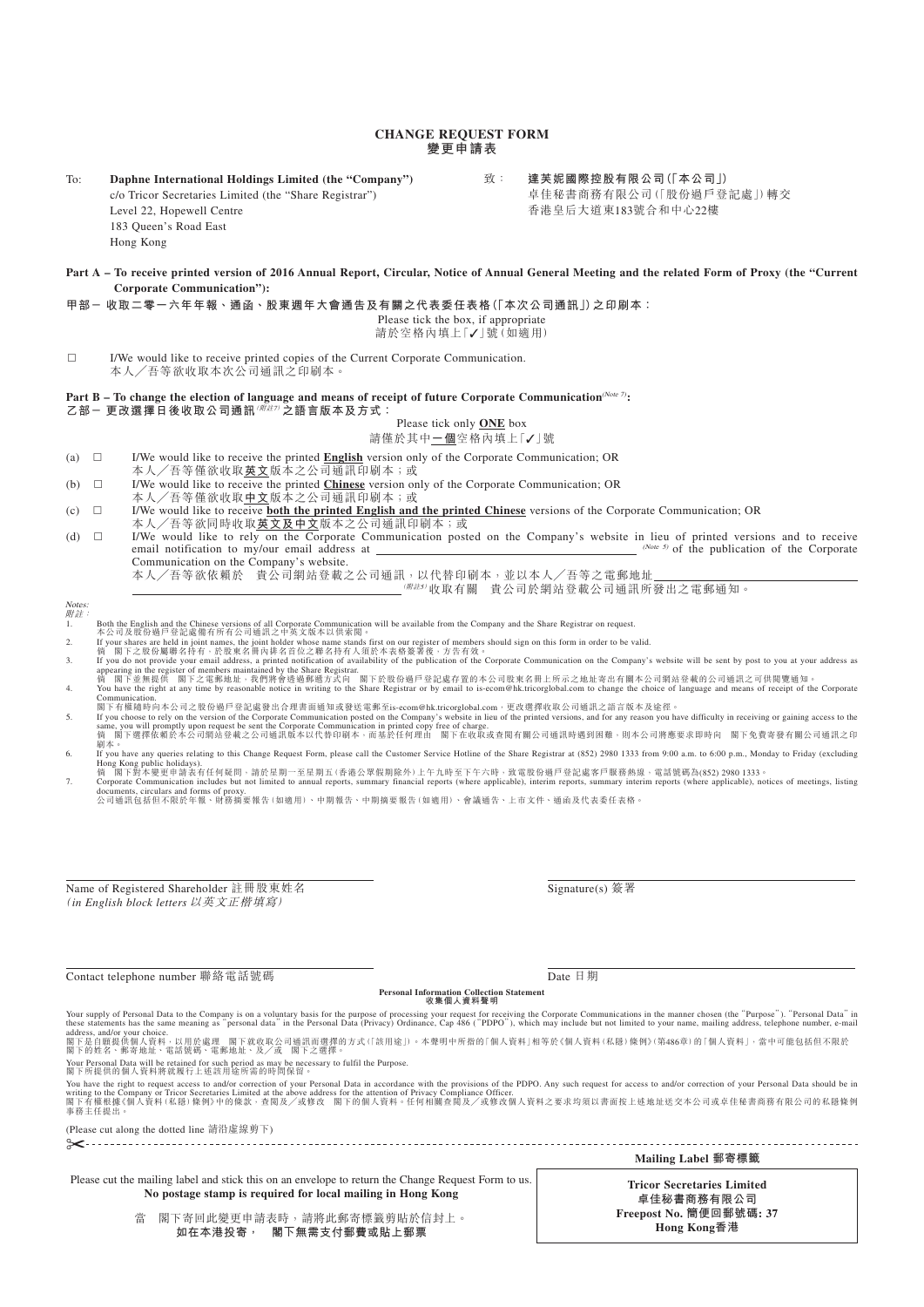# CHANGE REQUEST FORM
# 變更申請表

To: **Daphne International Holdings Limited (the "Company")**
c/o Tricor Secretaries Limited (the "Share Registrar")
Level 22, Hopewell Centre
183 Queen's Road East
Hong Kong

致： **達芙妮國際控股有限公司(「本公司」)**
卓佳秘書商務有限公司(「股份過戶登記處」)轉交
香港皇后大道東183號合和中心22樓

**Part A – To receive printed version of 2016 Annual Report, Circular, Notice of Annual General Meeting and the related Form of Proxy (the "Current Corporate Communication"):**

**甲部－ 收取二零一六年年報、通函、股東週年大會通告及有關之代表委任表格(「本次公司通訊」)之印刷本：**

Please tick the box, if appropriate
請於空格內填上「✓」號(如適用)

☐ I/We would like to receive printed copies of the Current Corporate Communication.
本人／吾等欲收取本次公司通訊之印刷本。

**Part B – To change the election of language and means of receipt of future Corporate Communication**[(Note 7)]**:**

**乙部－ 更改選擇日後收取公司通訊**[(附註7)]**之語言版本及方式：**

Please tick only **ONE** box
請僅於其中**一個**空格內填上「✓」號

(a) ☐ I/We would like to receive the printed **English** version only of the Corporate Communication; OR
本人／吾等僅欲收取**英文**版本之公司通訊印刷本；或

(b) ☐ I/We would like to receive the printed **Chinese** version only of the Corporate Communication; OR
本人／吾等僅欲收取**中文**版本之公司通訊印刷本；或

(c) ☐ I/We would like to receive **both the printed English and the printed Chinese** versions of the Corporate Communication; OR
本人／吾等欲同時收取**英文及中文**版本之公司通訊印刷本；或

(d) ☐ I/We would like to rely on the Corporate Communication posted on the Company's website in lieu of printed versions and to receive email notification to my/our email address at \_\_\_\_\_\_\_\_\_\_\_\_\_\_\_\_ [(Note 5)] of the publication of the Corporate Communication on the Company's website.
本人／吾等欲依賴於 貴公司網站登載之公司通訊，以代替印刷本，並以本人／吾等之電郵地址\_\_\_\_\_\_\_\_\_\_\_\_\_\_\_\_ [(附註5)]收取有關 貴公司於網站登載公司通訊所發出之電郵通知。

*Notes:*
*附註：*

1. Both the English and the Chinese versions of all Corporate Communication will be available from the Company and the Share Registrar on request.
本公司及股份過戶登記處備有所有公司通訊之中英文版本以供索閱。
2. If your shares are held in joint names, the joint holder whose name stands first on our register of members should sign on this form in order to be valid.
倘 閣下之股份屬聯名持有，於股東名冊內排名首位之聯名持有人須於本表格簽署後，方告有效。
3. If you do not provide your email address, a printed notification of availability of the publication of the Corporate Communication on the Company's website will be sent by post to you at your address as appearing in the register of members maintained by the Share Registrar.
倘 閣下並無提供 閣下之電郵地址，我們將會透過郵遞方式向 閣下於股份過戶登記處存置的本公司股東名冊上所示之地址寄出有關本公司網站登載的公司通訊之可供閱覽通知。
4. You have the right at any time by reasonable notice in writing to the Share Registrar or by email to is-ecom@hk.tricorglobal.com to change the choice of language and means of receipt of the Corporate Communication.
閣下有權隨時向本公司之股份過戶登記處發出合理書面通知或發送電郵至is-ecom@hk.tricorglobal.com，更改選擇收取公司通訊之語言版本及途徑。
5. If you choose to rely on the version of the Corporate Communication posted on the Company's website in lieu of the printed versions, and for any reason you have difficulty in receiving or gaining access to the same, you will promptly upon request be sent the Corporate Communication in printed copy free of charge.
倘 閣下選擇依賴於本公司網站登載之公司通訊版本以代替印刷本，而基於任何理由 閣下在收取或查閱有關公司通訊時遇到困難，則本公司將應要求即時向 閣下免費寄發有關公司通訊之印刷本。
6. If you have any queries relating to this Change Request Form, please call the Customer Service Hotline of the Share Registrar at (852) 2980 1333 from 9:00 a.m. to 6:00 p.m., Monday to Friday (excluding Hong Kong public holidays).
倘 閣下對本變更申請表有任何疑問，請於星期一至星期五(香港公眾假期除外)上午九時至下午六時，致電股份過戶登記處客戶服務熱線，電話號碼為(852) 2980 1333。
7. Corporate Communication includes but not limited to annual reports, summary financial reports (where applicable), interim reports, summary interim reports (where applicable), notices of meetings, listing documents, circulars and forms of proxy.
公司通訊包括但不限於年報、財務摘要報告(如適用)、中期報告、中期摘要報告(如適用)、會議通告、上市文件、通函及代表委任表格。

\_\_\_\_\_\_\_\_\_\_\_\_\_\_\_\_\_\_\_\_
Name of Registered Shareholder 註冊股東姓名
*(in English block letters 以英文正楷填寫)*

\_\_\_\_\_\_\_\_\_\_\_\_\_\_\_\_\_\_\_\_
Signature(s) 簽署

\_\_\_\_\_\_\_\_\_\_\_\_\_\_\_\_\_\_\_\_
Contact telephone number 聯絡電話號碼

\_\_\_\_\_\_\_\_\_\_\_\_\_\_\_\_\_\_\_\_
Date 日期

**Personal Information Collection Statement**
**收集個人資料聲明**

Your supply of Personal Data to the Company is on a voluntary basis for the purpose of processing your request for receiving the Corporate Communications in the manner chosen (the "Purpose"). "Personal Data" in these statements has the same meaning as "personal data" in the Personal Data (Privacy) Ordinance, Cap 486 ("PDPO"), which may include but not limited to your name, mailing address, telephone number, e-mail address, and/or your choice.
閣下是自願提供個人資料，以用於處理 閣下就收取公司通訊而選擇的方式(「該用途」)。本聲明中所指的「個人資料」相等於《個人資料(私隱)條例》(第486章)的「個人資料」，當中可能包括但不限於 閣下的姓名、郵寄地址、電話號碼、電郵地址、及／或 閣下之選擇。

Your Personal Data will be retained for such period as may be necessary to fulfil the Purpose.
閣下所提供的個人資料將就履行上述該用途所需的時間保留。

You have the right to request access to and/or correction of your Personal Data in accordance with the provisions of the PDPO. Any such request for access to and/or correction of your Personal Data should be in writing to the Company or Tricor Secretaries Limited at the above address for the attention of Privacy Compliance Officer.
閣下有權根據《個人資料(私隱)條例》中的條款，查閱及／或修改 閣下的個人資料。任何相關查閱及／或修改個人資料之要求均須以書面按上述地址送交本公司或卓佳秘書商務有限公司的私隱條例事務主任提出。

(Please cut along the dotted line 請沿虛線剪下)

✂- - - - - - - - - - - - - - - - - - - - - - - - - - - - - - - - - - - - - - - -

Please cut the mailing label and stick this on an envelope to return the Change Request Form to us.
**No postage stamp is required for local mailing in Hong Kong**

當 閣下寄回此變更申請表時，請將此郵寄標籤剪貼於信封上。
**如在本港投寄， 閣下無需支付郵費或貼上郵票**

**Mailing Label 郵寄標籤**

**Tricor Secretaries Limited**
**卓佳秘書商務有限公司**
**Freepost No. 簡便回郵號碼: 37**
**Hong Kong香港**